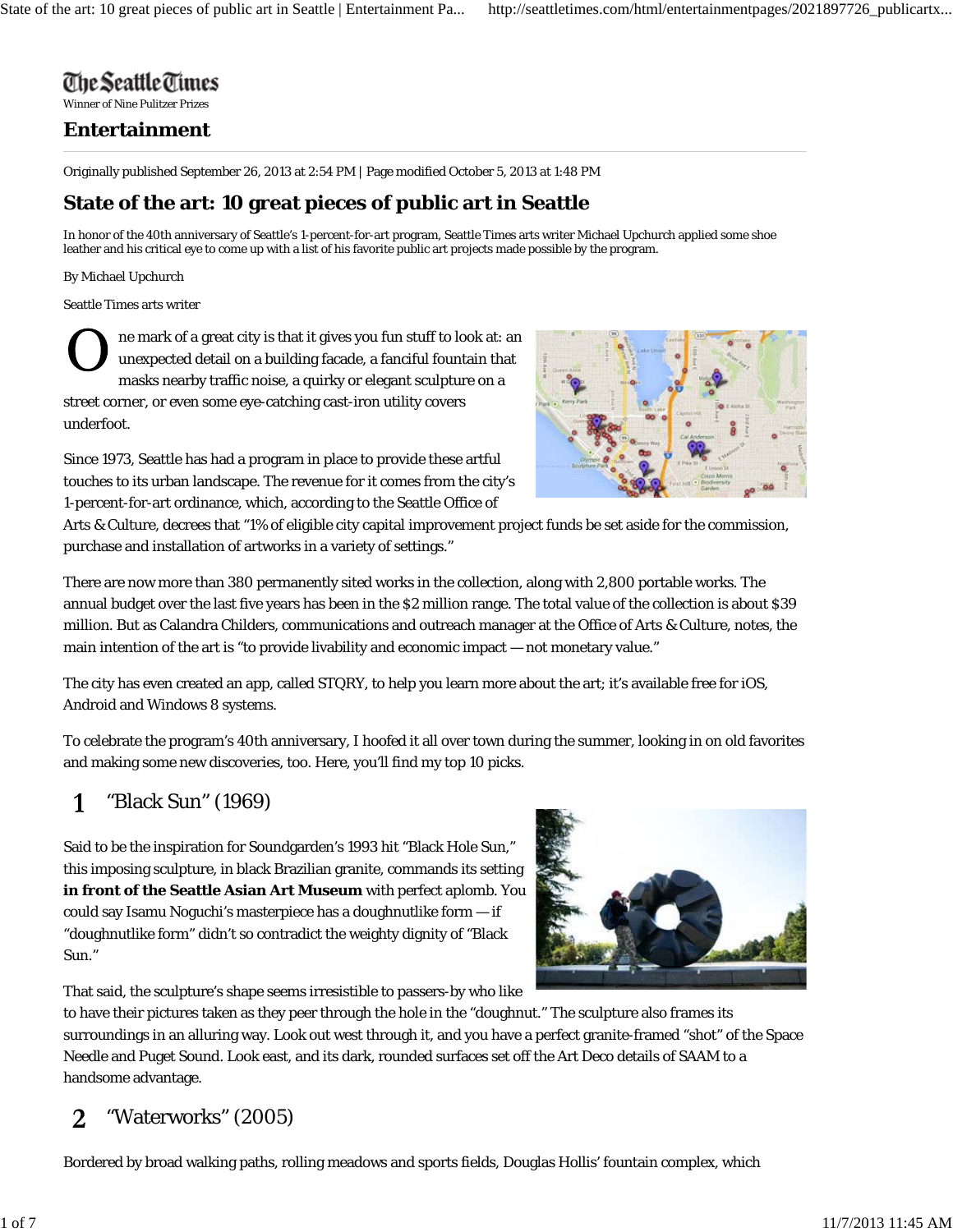# The Seattle Times

Winner of Nine Pulitzer Prizes

## Entertainment

Originally published September 26, 2013 at 2:54 PM | Page modified October 5, 2013 at 1:48 PM

# State of the art: 10 great pieces of public art in Seattle

In honor of the 40th anniversary of Seattle's 1-percent-for-art program, Seattle Times arts writer Michael Upchurch applied some shoe leather and his critical eye to come up with a list of his favorite public art projects made possible by the program.

By Michael Upchurch

Seattle Times arts writer

One mark of a great city is that it gives you fun stuff to look at: an unexpected detail on a building facade, a fanciful fountain that masks nearby traffic noise, a quirky or elegant sculpture on a street corner, or even some eye-catching cast-iron utility covers underfoot.

Since 1973, Seattle has had a program in place to provide these artful touches to its urban landscape. The revenue for it comes from the city's 1-percent-for-art ordinance, which, according to the Seattle Office of Arts & Culture, decrees that "1% of eligible city capital improvement project funds be set aside for the commission, purchase and installation of artworks in a variety of settings."

There are now more than 380 permanently sited works in the collection, along with 2,800 portable works. The annual budget over the last five years has been in the $2 million range. The total value of the collection is about $39 million. But as Calandra Childers, communications and outreach manager at the Office of Arts & Culture, notes, the main intention of the art is "to provide livability and economic impact — not monetary value."

The city has even created an app, called STQRY, to help you learn more about the art; it's available free for iOS, Android and Windows 8 systems.

To celebrate the program's 40th anniversary, I hoofed it all over town during the summer, looking in on old favorites and making some new discoveries, too. Here, you'll find my top 10 picks.

## 1 "Black Sun" (1969)

Said to be the inspiration for Soundgarden's 1993 hit "Black Hole Sun," this imposing sculpture, in black Brazilian granite, commands its setting **in front of the Seattle Asian Art Museum** with perfect aplomb. You could say Isamu Noguchi's masterpiece has a doughnutlike form — if "doughnutlike form" didn't so contradict the weighty dignity of "Black Sun."

That said, the sculpture's shape seems irresistible to passers-by who like to have their pictures taken as they peer through the hole in the "doughnut." The sculpture also frames its surroundings in an alluring way. Look out west through it, and you have a perfect granite-framed "shot" of the Space Needle and Puget Sound. Look east, and its dark, rounded surfaces set off the Art Deco details of SAAM to a handsome advantage.

## 2 "Waterworks" (2005)

Bordered by broad walking paths, rolling meadows and sports fields, Douglas Hollis' fountain complex, which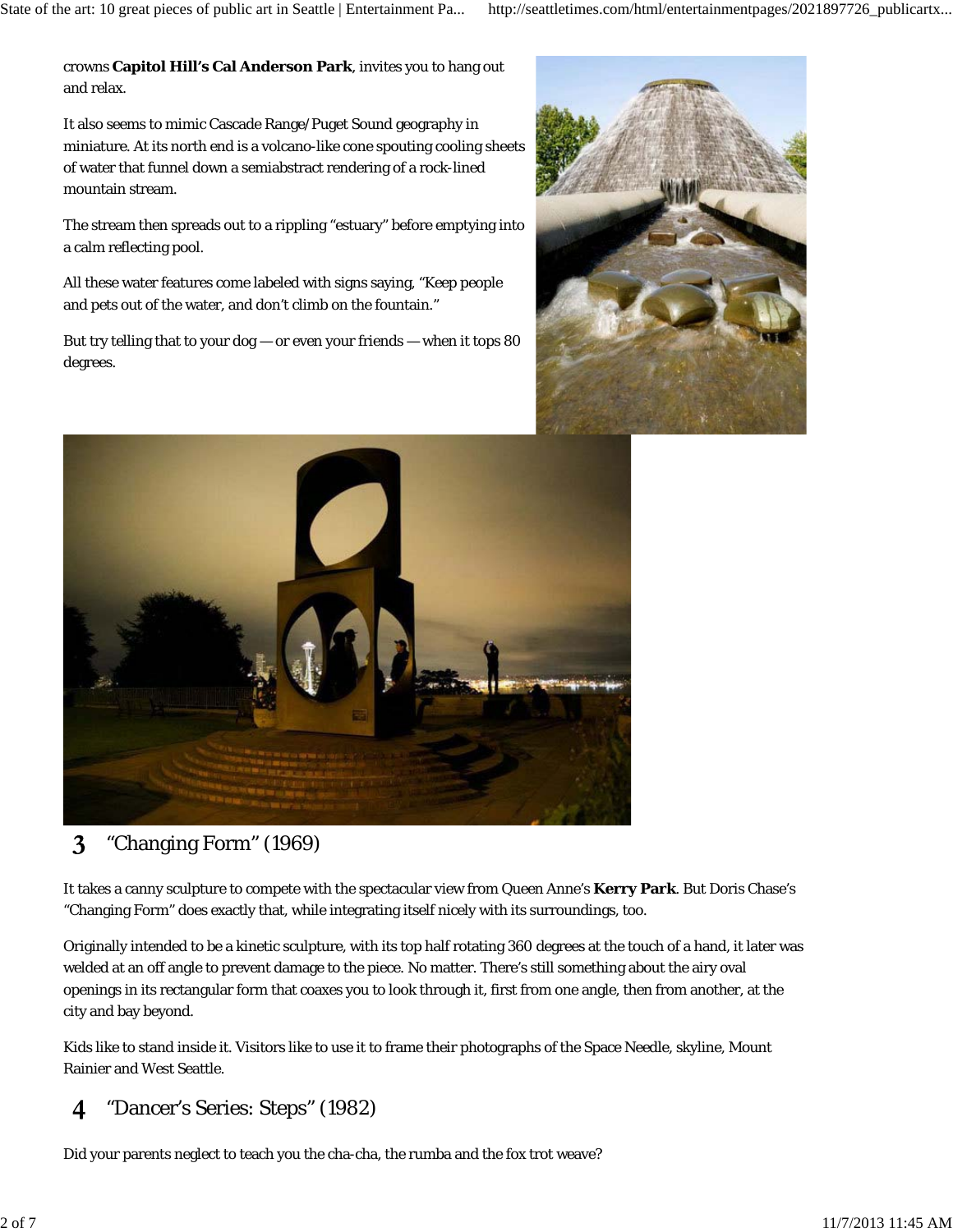crowns **Capitol Hill's Cal Anderson Park**, invites you to hang out and relax.

It also seems to mimic Cascade Range/Puget Sound geography in miniature. At its north end is a volcano-like cone spouting cooling sheets of water that funnel down a semiabstract rendering of a rock-lined mountain stream.

The stream then spreads out to a rippling "estuary" before emptying into a calm reflecting pool.

All these water features come labeled with signs saying, "Keep people and pets out of the water, and don't climb on the fountain."

But try telling that to your dog — or even your friends — when it tops 80 degrees.

## 3 "Changing Form" (1969)

It takes a canny sculpture to compete with the spectacular view from Queen Anne's **Kerry Park**. But Doris Chase's "Changing Form" does exactly that, while integrating itself nicely with its surroundings, too.

Originally intended to be a kinetic sculpture, with its top half rotating 360 degrees at the touch of a hand, it later was welded at an off angle to prevent damage to the piece. No matter. There's still something about the airy oval openings in its rectangular form that coaxes you to look through it, first from one angle, then from another, at the city and bay beyond.

Kids like to stand inside it. Visitors like to use it to frame their photographs of the Space Needle, skyline, Mount Rainier and West Seattle.

## 4 "Dancer's Series: Steps" (1982)

Did your parents neglect to teach you the cha-cha, the rumba and the fox trot weave?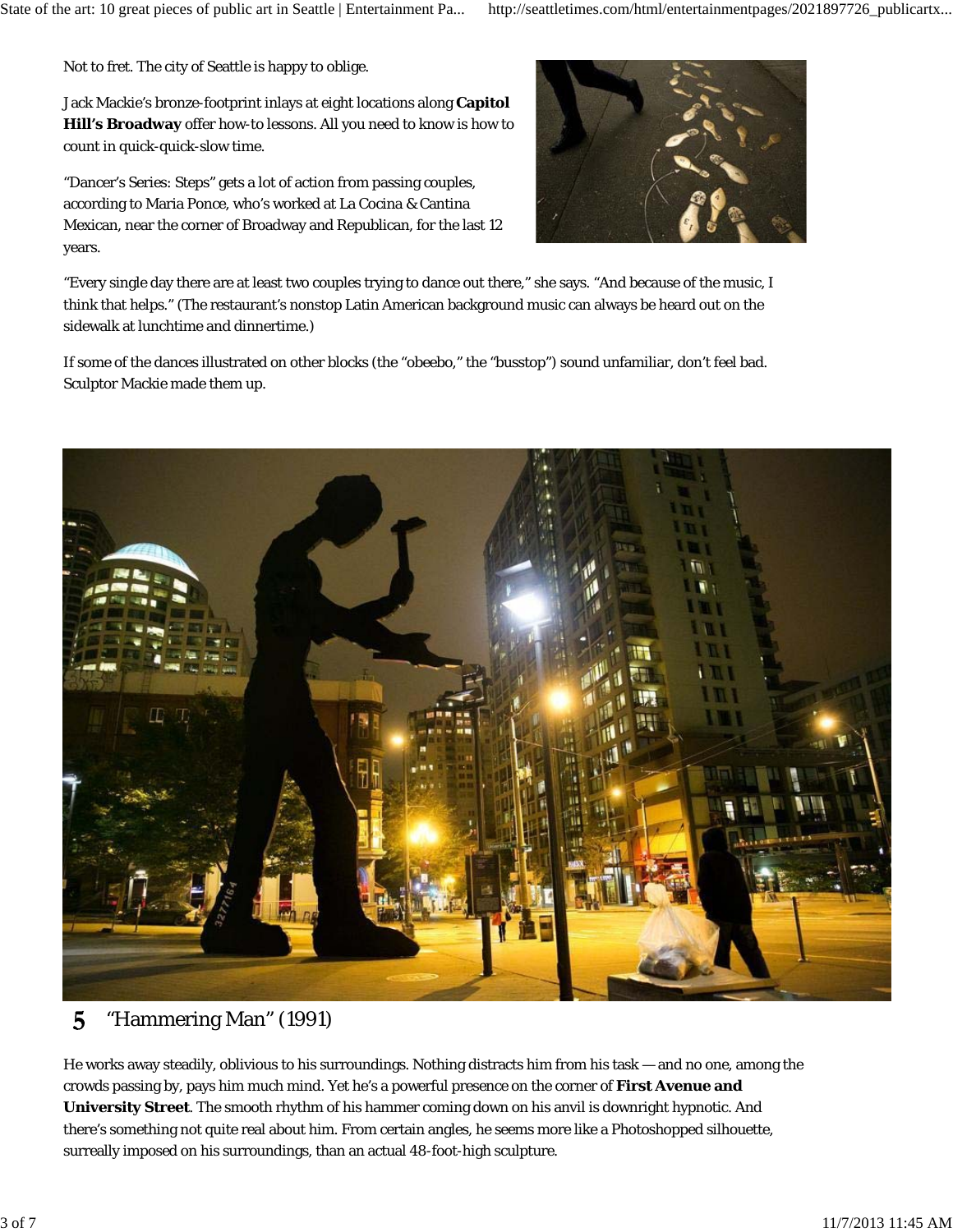Not to fret. The city of Seattle is happy to oblige.

Jack Mackie's bronze-footprint inlays at eight locations along **Capitol Hill's Broadway** offer how-to lessons. All you need to know is how to count in quick-quick-slow time.

"Dancer's Series: Steps" gets a lot of action from passing couples, according to Maria Ponce, who's worked at La Cocina & Cantina Mexican, near the corner of Broadway and Republican, for the last 12 years.

"Every single day there are at least two couples trying to dance out there," she says. "And because of the music, I think that helps." (The restaurant's nonstop Latin American background music can always be heard out on the sidewalk at lunchtime and dinnertime.)

If some of the dances illustrated on other blocks (the "obeebo," the "busstop") sound unfamiliar, don't feel bad. Sculptor Mackie made them up.

## 5 "Hammering Man" (1991)

He works away steadily, oblivious to his surroundings. Nothing distracts him from his task — and no one, among the crowds passing by, pays him much mind. Yet he's a powerful presence on the corner of **First Avenue and University Street**. The smooth rhythm of his hammer coming down on his anvil is downright hypnotic. And there's something not quite real about him. From certain angles, he seems more like a Photoshopped silhouette, surreally imposed on his surroundings, than an actual 48-foot-high sculpture.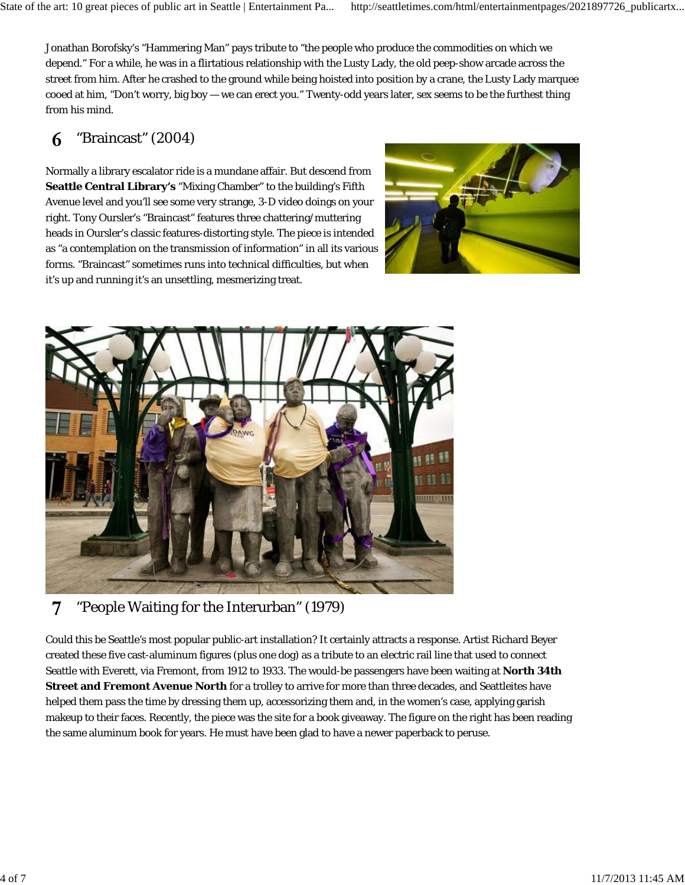Jonathan Borofsky's "Hammering Man" pays tribute to "the people who produce the commodities on which we depend." For a while, he was in a flirtatious relationship with the Lusty Lady, the old peep-show arcade across the street from him. After he crashed to the ground while being hoisted into position by a crane, the Lusty Lady marquee cooed at him, "Don't worry, big boy — we can erect you." Twenty-odd years later, sex seems to be the furthest thing from his mind.

## 6 "Braincast" (2004)

Normally a library escalator ride is a mundane affair. But descend from **Seattle Central Library's** "Mixing Chamber" to the building's Fifth Avenue level and you'll see some very strange, 3-D video doings on your right. Tony Oursler's "Braincast" features three chattering/muttering heads in Oursler's classic features-distorting style. The piece is intended as "a contemplation on the transmission of information" in all its various forms. "Braincast" sometimes runs into technical difficulties, but when it's up and running it's an unsettling, mesmerizing treat.

## 7 "People Waiting for the Interurban" (1979)

Could this be Seattle's most popular public-art installation? It certainly attracts a response. Artist Richard Beyer created these five cast-aluminum figures (plus one dog) as a tribute to an electric rail line that used to connect Seattle with Everett, via Fremont, from 1912 to 1933. The would-be passengers have been waiting at **North 34th Street and Fremont Avenue North** for a trolley to arrive for more than three decades, and Seattleites have helped them pass the time by dressing them up, accessorizing them and, in the women's case, applying garish makeup to their faces. Recently, the piece was the site for a book giveaway. The figure on the right has been reading the same aluminum book for years. He must have been glad to have a newer paperback to peruse.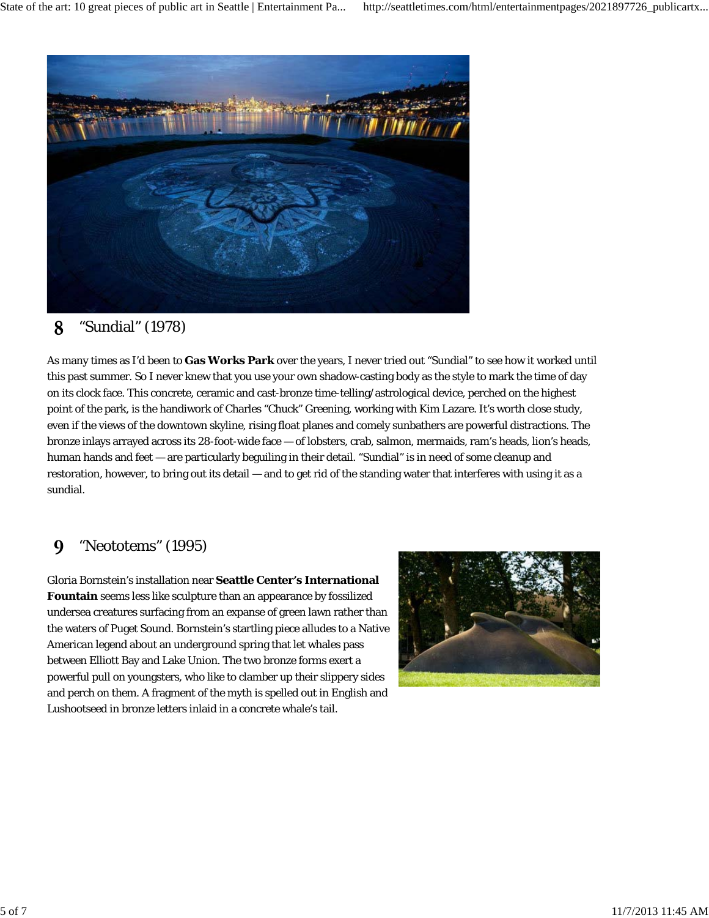## 8 "Sundial" (1978)

As many times as I'd been to **Gas Works Park** over the years, I never tried out "Sundial" to see how it worked until this past summer. So I never knew that you use your own shadow-casting body as the style to mark the time of day on its clock face. This concrete, ceramic and cast-bronze time-telling/astrological device, perched on the highest point of the park, is the handiwork of Charles "Chuck" Greening, working with Kim Lazare. It's worth close study, even if the views of the downtown skyline, rising float planes and comely sunbathers are powerful distractions. The bronze inlays arrayed across its 28-foot-wide face — of lobsters, crab, salmon, mermaids, ram's heads, lion's heads, human hands and feet — are particularly beguiling in their detail. "Sundial" is in need of some cleanup and restoration, however, to bring out its detail — and to get rid of the standing water that interferes with using it as a sundial.

## 9 "Neototems" (1995)

Gloria Bornstein's installation near **Seattle Center's International Fountain** seems less like sculpture than an appearance by fossilized undersea creatures surfacing from an expanse of green lawn rather than the waters of Puget Sound. Bornstein's startling piece alludes to a Native American legend about an underground spring that let whales pass between Elliott Bay and Lake Union. The two bronze forms exert a powerful pull on youngsters, who like to clamber up their slippery sides and perch on them. A fragment of the myth is spelled out in English and Lushootseed in bronze letters inlaid in a concrete whale's tail.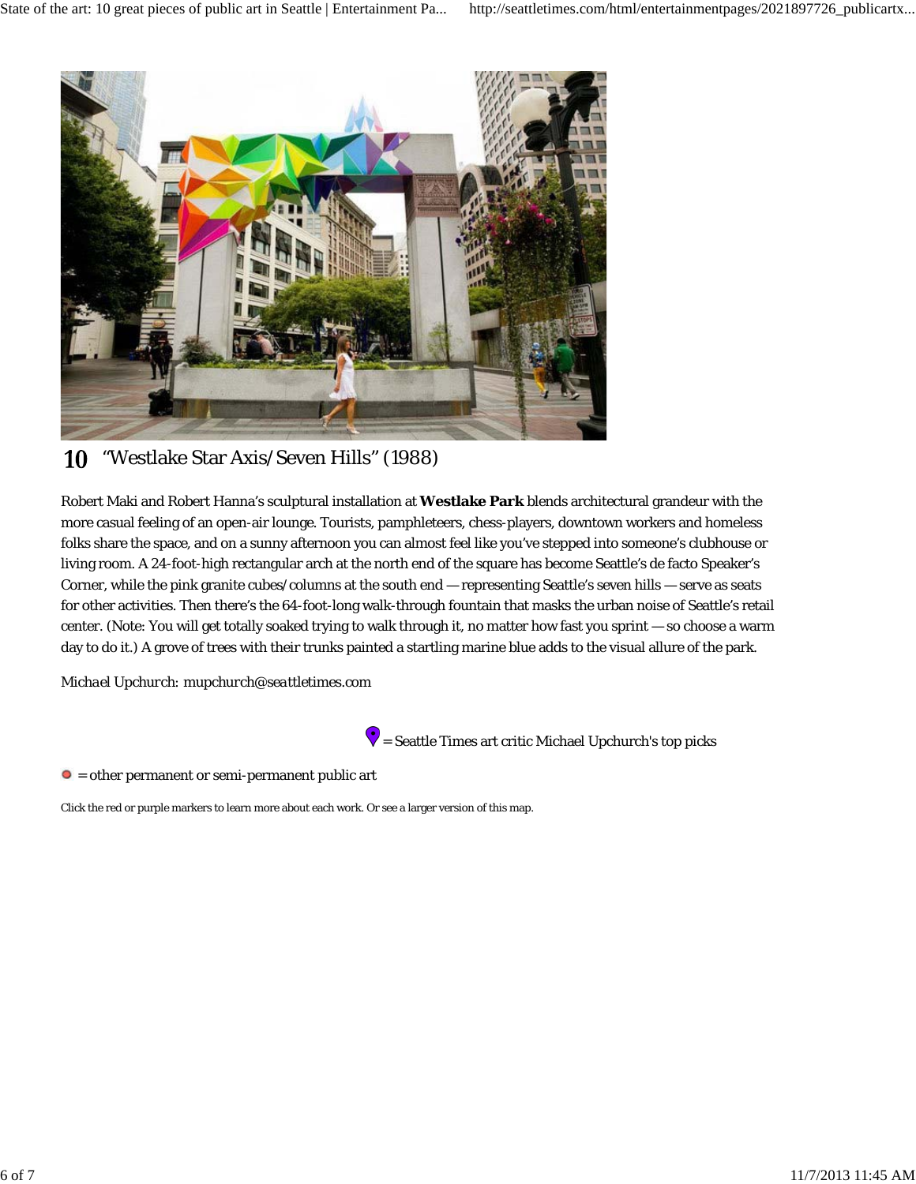## 10 “Westlake Star Axis/Seven Hills” (1988)

Robert Maki and Robert Hanna’s sculptural installation at **Westlake Park** blends architectural grandeur with the more casual feeling of an open-air lounge. Tourists, pamphleteers, chess-players, downtown workers and homeless folks share the space, and on a sunny afternoon you can almost feel like you’ve stepped into someone’s clubhouse or living room. A 24-foot-high rectangular arch at the north end of the square has become Seattle’s de facto Speaker’s Corner, while the pink granite cubes/columns at the south end — representing Seattle’s seven hills — serve as seats for other activities. Then there’s the 64-foot-long walk-through fountain that masks the urban noise of Seattle’s retail center. (Note: You will get totally soaked trying to walk through it, no matter how fast you sprint — so choose a warm day to do it.) A grove of trees with their trunks painted a startling marine blue adds to the visual allure of the park.

*Michael Upchurch: mupchurch@seattletimes.com*

= Seattle Times art critic Michael Upchurch's top picks

= other permanent or semi-permanent public art

Click the red or purple markers to learn more about each work. Or see a larger version of this map.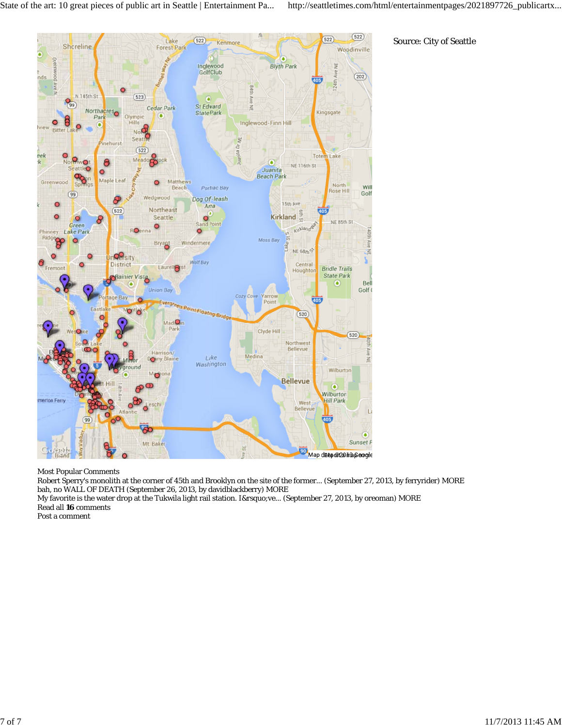Source: City of Seattle

Most Popular Comments

Robert Sperry's monolith at the corner of 45th and Brooklyn on the site of the former... (September 27, 2013, by ferryrider) MORE

bah, no WALL OF DEATH (September 26, 2013, by davidblackberry) MORE

My favorite is the water drop at the Tukwila light rail station. I&rsquo;ve... (September 27, 2013, by oreoman) MORE

Read all **16** comments

Post a comment